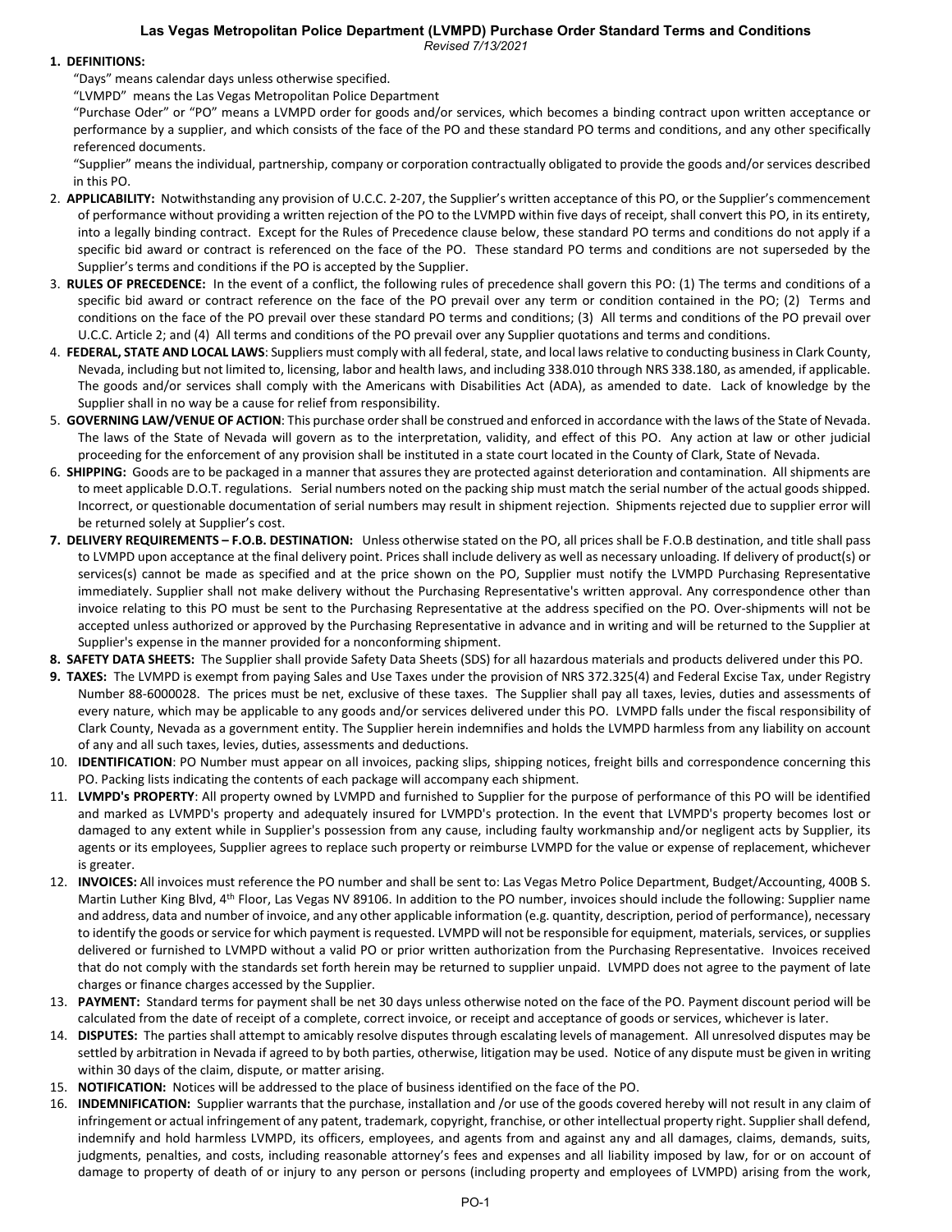# Las Vegas Metropolitan Police Department (LVMPD) Purchase Order Standard Terms and Conditions

*Revised 7/13/2021*

1. **DEFINITIONS:**

   "Days" means calendar days unless otherwise specified.

   "LVMPD" means the Las Vegas Metropolitan Police Department

   "Purchase Oder" or "PO" means a LVMPD order for goods and/or services, which becomes a binding contract upon written acceptance or performance by a supplier, and which consists of the face of the PO and these standard PO terms and conditions, and any other specifically referenced documents.

   "Supplier" means the individual, partnership, company or corporation contractually obligated to provide the goods and/or services described in this PO.

2. **APPLICABILITY:** Notwithstanding any provision of U.C.C. 2-207, the Supplier's written acceptance of this PO, or the Supplier's commencement of performance without providing a written rejection of the PO to the LVMPD within five days of receipt, shall convert this PO, in its entirety, into a legally binding contract. Except for the Rules of Precedence clause below, these standard PO terms and conditions do not apply if a specific bid award or contract is referenced on the face of the PO. These standard PO terms and conditions are not superseded by the Supplier's terms and conditions if the PO is accepted by the Supplier.

3. **RULES OF PRECEDENCE:** In the event of a conflict, the following rules of precedence shall govern this PO: (1) The terms and conditions of a specific bid award or contract reference on the face of the PO prevail over any term or condition contained in the PO; (2) Terms and conditions on the face of the PO prevail over these standard PO terms and conditions; (3) All terms and conditions of the PO prevail over U.C.C. Article 2; and (4) All terms and conditions of the PO prevail over any Supplier quotations and terms and conditions.

4. **FEDERAL, STATE AND LOCAL LAWS**: Suppliers must comply with all federal, state, and local laws relative to conducting business in Clark County, Nevada, including but not limited to, licensing, labor and health laws, and including 338.010 through NRS 338.180, as amended, if applicable. The goods and/or services shall comply with the Americans with Disabilities Act (ADA), as amended to date. Lack of knowledge by the Supplier shall in no way be a cause for relief from responsibility.

5. **GOVERNING LAW/VENUE OF ACTION**: This purchase order shall be construed and enforced in accordance with the laws of the State of Nevada. The laws of the State of Nevada will govern as to the interpretation, validity, and effect of this PO. Any action at law or other judicial proceeding for the enforcement of any provision shall be instituted in a state court located in the County of Clark, State of Nevada.

6. **SHIPPING:** Goods are to be packaged in a manner that assures they are protected against deterioration and contamination. All shipments are to meet applicable D.O.T. regulations. Serial numbers noted on the packing ship must match the serial number of the actual goods shipped. Incorrect, or questionable documentation of serial numbers may result in shipment rejection. Shipments rejected due to supplier error will be returned solely at Supplier's cost.

7. **DELIVERY REQUIREMENTS – F.O.B. DESTINATION:** Unless otherwise stated on the PO, all prices shall be F.O.B destination, and title shall pass to LVMPD upon acceptance at the final delivery point. Prices shall include delivery as well as necessary unloading. If delivery of product(s) or services(s) cannot be made as specified and at the price shown on the PO, Supplier must notify the LVMPD Purchasing Representative immediately. Supplier shall not make delivery without the Purchasing Representative's written approval. Any correspondence other than invoice relating to this PO must be sent to the Purchasing Representative at the address specified on the PO. Over-shipments will not be accepted unless authorized or approved by the Purchasing Representative in advance and in writing and will be returned to the Supplier at Supplier's expense in the manner provided for a nonconforming shipment.

8. **SAFETY DATA SHEETS:** The Supplier shall provide Safety Data Sheets (SDS) for all hazardous materials and products delivered under this PO.

9. **TAXES:** The LVMPD is exempt from paying Sales and Use Taxes under the provision of NRS 372.325(4) and Federal Excise Tax, under Registry Number 88-6000028. The prices must be net, exclusive of these taxes. The Supplier shall pay all taxes, levies, duties and assessments of every nature, which may be applicable to any goods and/or services delivered under this PO. LVMPD falls under the fiscal responsibility of Clark County, Nevada as a government entity. The Supplier herein indemnifies and holds the LVMPD harmless from any liability on account of any and all such taxes, levies, duties, assessments and deductions.

10. **IDENTIFICATION**: PO Number must appear on all invoices, packing slips, shipping notices, freight bills and correspondence concerning this PO. Packing lists indicating the contents of each package will accompany each shipment.

11. **LVMPD's PROPERTY**: All property owned by LVMPD and furnished to Supplier for the purpose of performance of this PO will be identified and marked as LVMPD's property and adequately insured for LVMPD's protection. In the event that LVMPD's property becomes lost or damaged to any extent while in Supplier's possession from any cause, including faulty workmanship and/or negligent acts by Supplier, its agents or its employees, Supplier agrees to replace such property or reimburse LVMPD for the value or expense of replacement, whichever is greater.

12. **INVOICES:** All invoices must reference the PO number and shall be sent to: Las Vegas Metro Police Department, Budget/Accounting, 400B S. Martin Luther King Blvd, 4th Floor, Las Vegas NV 89106. In addition to the PO number, invoices should include the following: Supplier name and address, data and number of invoice, and any other applicable information (e.g. quantity, description, period of performance), necessary to identify the goods or service for which payment is requested. LVMPD will not be responsible for equipment, materials, services, or supplies delivered or furnished to LVMPD without a valid PO or prior written authorization from the Purchasing Representative. Invoices received that do not comply with the standards set forth herein may be returned to supplier unpaid. LVMPD does not agree to the payment of late charges or finance charges accessed by the Supplier.

13. **PAYMENT:** Standard terms for payment shall be net 30 days unless otherwise noted on the face of the PO. Payment discount period will be calculated from the date of receipt of a complete, correct invoice, or receipt and acceptance of goods or services, whichever is later.

14. **DISPUTES:** The parties shall attempt to amicably resolve disputes through escalating levels of management. All unresolved disputes may be settled by arbitration in Nevada if agreed to by both parties, otherwise, litigation may be used. Notice of any dispute must be given in writing within 30 days of the claim, dispute, or matter arising.

15. **NOTIFICATION:** Notices will be addressed to the place of business identified on the face of the PO.

16. **INDEMNIFICATION:** Supplier warrants that the purchase, installation and /or use of the goods covered hereby will not result in any claim of infringement or actual infringement of any patent, trademark, copyright, franchise, or other intellectual property right. Supplier shall defend, indemnify and hold harmless LVMPD, its officers, employees, and agents from and against any and all damages, claims, demands, suits, judgments, penalties, and costs, including reasonable attorney's fees and expenses and all liability imposed by law, for or on account of damage to property of death of or injury to any person or persons (including property and employees of LVMPD) arising from the work,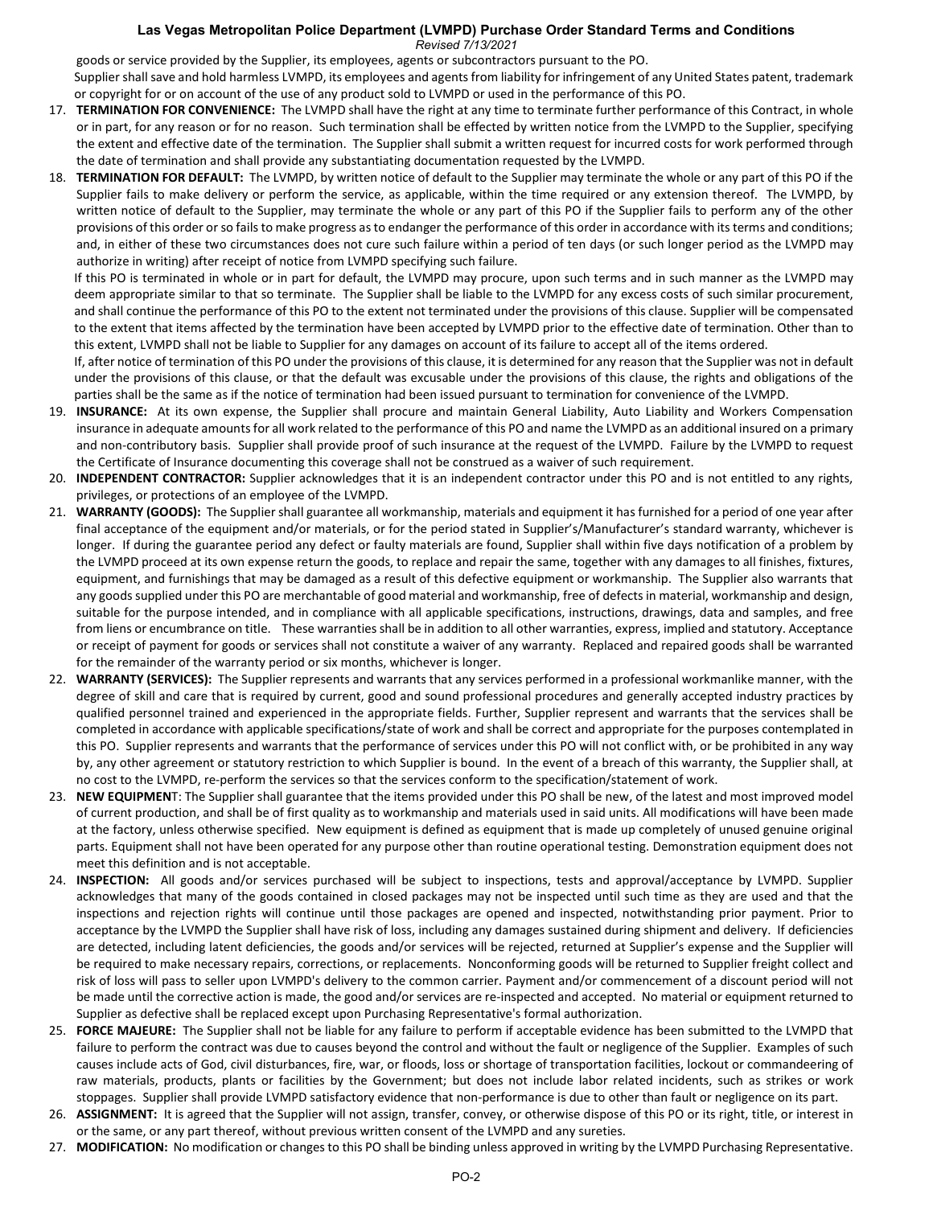goods or service provided by the Supplier, its employees, agents or subcontractors pursuant to the PO.

Supplier shall save and hold harmless LVMPD, its employees and agents from liability for infringement of any United States patent, trademark or copyright for or on account of the use of any product sold to LVMPD or used in the performance of this PO.

17. **TERMINATION FOR CONVENIENCE:** The LVMPD shall have the right at any time to terminate further performance of this Contract, in whole or in part, for any reason or for no reason. Such termination shall be effected by written notice from the LVMPD to the Supplier, specifying the extent and effective date of the termination. The Supplier shall submit a written request for incurred costs for work performed through the date of termination and shall provide any substantiating documentation requested by the LVMPD.

18. **TERMINATION FOR DEFAULT:** The LVMPD, by written notice of default to the Supplier may terminate the whole or any part of this PO if the Supplier fails to make delivery or perform the service, as applicable, within the time required or any extension thereof. The LVMPD, by written notice of default to the Supplier, may terminate the whole or any part of this PO if the Supplier fails to perform any of the other provisions of this order or so fails to make progress as to endanger the performance of this order in accordance with its terms and conditions; and, in either of these two circumstances does not cure such failure within a period of ten days (or such longer period as the LVMPD may authorize in writing) after receipt of notice from LVMPD specifying such failure.

    If this PO is terminated in whole or in part for default, the LVMPD may procure, upon such terms and in such manner as the LVMPD may deem appropriate similar to that so terminate. The Supplier shall be liable to the LVMPD for any excess costs of such similar procurement, and shall continue the performance of this PO to the extent not terminated under the provisions of this clause. Supplier will be compensated to the extent that items affected by the termination have been accepted by LVMPD prior to the effective date of termination. Other than to this extent, LVMPD shall not be liable to Supplier for any damages on account of its failure to accept all of the items ordered.

    If, after notice of termination of this PO under the provisions of this clause, it is determined for any reason that the Supplier was not in default under the provisions of this clause, or that the default was excusable under the provisions of this clause, the rights and obligations of the parties shall be the same as if the notice of termination had been issued pursuant to termination for convenience of the LVMPD.

19. **INSURANCE:** At its own expense, the Supplier shall procure and maintain General Liability, Auto Liability and Workers Compensation insurance in adequate amounts for all work related to the performance of this PO and name the LVMPD as an additional insured on a primary and non-contributory basis. Supplier shall provide proof of such insurance at the request of the LVMPD. Failure by the LVMPD to request the Certificate of Insurance documenting this coverage shall not be construed as a waiver of such requirement.

20. **INDEPENDENT CONTRACTOR:** Supplier acknowledges that it is an independent contractor under this PO and is not entitled to any rights, privileges, or protections of an employee of the LVMPD.

21. **WARRANTY (GOODS):** The Supplier shall guarantee all workmanship, materials and equipment it has furnished for a period of one year after final acceptance of the equipment and/or materials, or for the period stated in Supplier's/Manufacturer's standard warranty, whichever is longer. If during the guarantee period any defect or faulty materials are found, Supplier shall within five days notification of a problem by the LVMPD proceed at its own expense return the goods, to replace and repair the same, together with any damages to all finishes, fixtures, equipment, and furnishings that may be damaged as a result of this defective equipment or workmanship. The Supplier also warrants that any goods supplied under this PO are merchantable of good material and workmanship, free of defects in material, workmanship and design, suitable for the purpose intended, and in compliance with all applicable specifications, instructions, drawings, data and samples, and free from liens or encumbrance on title. These warranties shall be in addition to all other warranties, express, implied and statutory. Acceptance or receipt of payment for goods or services shall not constitute a waiver of any warranty. Replaced and repaired goods shall be warranted for the remainder of the warranty period or six months, whichever is longer.

22. **WARRANTY (SERVICES):** The Supplier represents and warrants that any services performed in a professional workmanlike manner, with the degree of skill and care that is required by current, good and sound professional procedures and generally accepted industry practices by qualified personnel trained and experienced in the appropriate fields. Further, Supplier represent and warrants that the services shall be completed in accordance with applicable specifications/state of work and shall be correct and appropriate for the purposes contemplated in this PO. Supplier represents and warrants that the performance of services under this PO will not conflict with, or be prohibited in any way by, any other agreement or statutory restriction to which Supplier is bound. In the event of a breach of this warranty, the Supplier shall, at no cost to the LVMPD, re-perform the services so that the services conform to the specification/statement of work.

23. **NEW EQUIPMENT**: The Supplier shall guarantee that the items provided under this PO shall be new, of the latest and most improved model of current production, and shall be of first quality as to workmanship and materials used in said units. All modifications will have been made at the factory, unless otherwise specified. New equipment is defined as equipment that is made up completely of unused genuine original parts. Equipment shall not have been operated for any purpose other than routine operational testing. Demonstration equipment does not meet this definition and is not acceptable.

24. **INSPECTION:** All goods and/or services purchased will be subject to inspections, tests and approval/acceptance by LVMPD. Supplier acknowledges that many of the goods contained in closed packages may not be inspected until such time as they are used and that the inspections and rejection rights will continue until those packages are opened and inspected, notwithstanding prior payment. Prior to acceptance by the LVMPD the Supplier shall have risk of loss, including any damages sustained during shipment and delivery. If deficiencies are detected, including latent deficiencies, the goods and/or services will be rejected, returned at Supplier's expense and the Supplier will be required to make necessary repairs, corrections, or replacements. Nonconforming goods will be returned to Supplier freight collect and risk of loss will pass to seller upon LVMPD's delivery to the common carrier. Payment and/or commencement of a discount period will not be made until the corrective action is made, the good and/or services are re-inspected and accepted. No material or equipment returned to Supplier as defective shall be replaced except upon Purchasing Representative's formal authorization.

25. **FORCE MAJEURE:** The Supplier shall not be liable for any failure to perform if acceptable evidence has been submitted to the LVMPD that failure to perform the contract was due to causes beyond the control and without the fault or negligence of the Supplier. Examples of such causes include acts of God, civil disturbances, fire, war, or floods, loss or shortage of transportation facilities, lockout or commandeering of raw materials, products, plants or facilities by the Government; but does not include labor related incidents, such as strikes or work stoppages. Supplier shall provide LVMPD satisfactory evidence that non-performance is due to other than fault or negligence on its part.

26. **ASSIGNMENT:** It is agreed that the Supplier will not assign, transfer, convey, or otherwise dispose of this PO or its right, title, or interest in or the same, or any part thereof, without previous written consent of the LVMPD and any sureties.

27. **MODIFICATION:** No modification or changes to this PO shall be binding unless approved in writing by the LVMPD Purchasing Representative.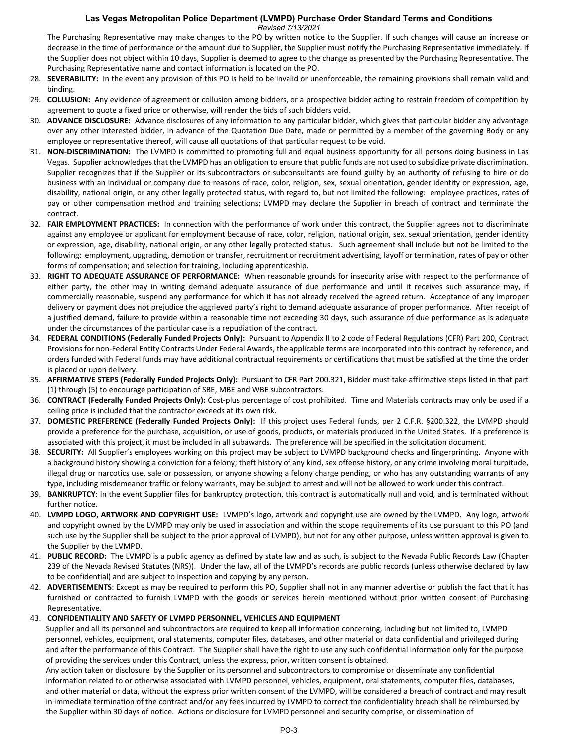The Purchasing Representative may make changes to the PO by written notice to the Supplier. If such changes will cause an increase or decrease in the time of performance or the amount due to Supplier, the Supplier must notify the Purchasing Representative immediately. If the Supplier does not object within 10 days, Supplier is deemed to agree to the change as presented by the Purchasing Representative. The Purchasing Representative name and contact information is located on the PO.

28. **SEVERABILITY:** In the event any provision of this PO is held to be invalid or unenforceable, the remaining provisions shall remain valid and binding.
29. **COLLUSION:** Any evidence of agreement or collusion among bidders, or a prospective bidder acting to restrain freedom of competition by agreement to quote a fixed price or otherwise, will render the bids of such bidders void.
30. **ADVANCE DISCLOSURE:** Advance disclosures of any information to any particular bidder, which gives that particular bidder any advantage over any other interested bidder, in advance of the Quotation Due Date, made or permitted by a member of the governing Body or any employee or representative thereof, will cause all quotations of that particular request to be void.
31. **NON-DISCRIMINATION:** The LVMPD is committed to promoting full and equal business opportunity for all persons doing business in Las Vegas. Supplier acknowledges that the LVMPD has an obligation to ensure that public funds are not used to subsidize private discrimination. Supplier recognizes that if the Supplier or its subcontractors or subconsultants are found guilty by an authority of refusing to hire or do business with an individual or company due to reasons of race, color, religion, sex, sexual orientation, gender identity or expression, age, disability, national origin, or any other legally protected status, with regard to, but not limited the following: employee practices, rates of pay or other compensation method and training selections; LVMPD may declare the Supplier in breach of contract and terminate the contract.
32. **FAIR EMPLOYMENT PRACTICES:** In connection with the performance of work under this contract, the Supplier agrees not to discriminate against any employee or applicant for employment because of race, color, religion, national origin, sex, sexual orientation, gender identity or expression, age, disability, national origin, or any other legally protected status. Such agreement shall include but not be limited to the following: employment, upgrading, demotion or transfer, recruitment or recruitment advertising, layoff or termination, rates of pay or other forms of compensation; and selection for training, including apprenticeship.
33. **RIGHT TO ADEQUATE ASSURANCE OF PERFORMANCE:** When reasonable grounds for insecurity arise with respect to the performance of either party, the other may in writing demand adequate assurance of due performance and until it receives such assurance may, if commercially reasonable, suspend any performance for which it has not already received the agreed return. Acceptance of any improper delivery or payment does not prejudice the aggrieved party's right to demand adequate assurance of proper performance. After receipt of a justified demand, failure to provide within a reasonable time not exceeding 30 days, such assurance of due performance as is adequate under the circumstances of the particular case is a repudiation of the contract.
34. **FEDERAL CONDITIONS (Federally Funded Projects Only):** Pursuant to Appendix II to 2 code of Federal Regulations (CFR) Part 200, Contract Provisions for non-Federal Entity Contracts Under Federal Awards, the applicable terms are incorporated into this contract by reference, and orders funded with Federal funds may have additional contractual requirements or certifications that must be satisfied at the time the order is placed or upon delivery.
35. **AFFIRMATIVE STEPS (Federally Funded Projects Only):** Pursuant to CFR Part 200.321, Bidder must take affirmative steps listed in that part (1) through (5) to encourage participation of SBE, MBE and WBE subcontractors.
36. **CONTRACT (Federally Funded Projects Only):** Cost-plus percentage of cost prohibited. Time and Materials contracts may only be used if a ceiling price is included that the contractor exceeds at its own risk.
37. **DOMESTIC PREFERENCE (Federally Funded Projects Only):** If this project uses Federal funds, per 2 C.F.R. §200.322, the LVMPD should provide a preference for the purchase, acquisition, or use of goods, products, or materials produced in the United States. If a preference is associated with this project, it must be included in all subawards. The preference will be specified in the solicitation document.
38. **SECURITY:** All Supplier's employees working on this project may be subject to LVMPD background checks and fingerprinting. Anyone with a background history showing a conviction for a felony; theft history of any kind, sex offense history, or any crime involving moral turpitude, illegal drug or narcotics use, sale or possession, or anyone showing a felony charge pending, or who has any outstanding warrants of any type, including misdemeanor traffic or felony warrants, may be subject to arrest and will not be allowed to work under this contract.
39. **BANKRUPTCY**: In the event Supplier files for bankruptcy protection, this contract is automatically null and void, and is terminated without further notice.
40. **LVMPD LOGO, ARTWORK AND COPYRIGHT USE:** LVMPD's logo, artwork and copyright use are owned by the LVMPD. Any logo, artwork and copyright owned by the LVMPD may only be used in association and within the scope requirements of its use pursuant to this PO (and such use by the Supplier shall be subject to the prior approval of LVMPD), but not for any other purpose, unless written approval is given to the Supplier by the LVMPD.
41. **PUBLIC RECORD:** The LVMPD is a public agency as defined by state law and as such, is subject to the Nevada Public Records Law (Chapter 239 of the Nevada Revised Statutes (NRS)). Under the law, all of the LVMPD's records are public records (unless otherwise declared by law to be confidential) and are subject to inspection and copying by any person.
42. **ADVERTISEMENTS**: Except as may be required to perform this PO, Supplier shall not in any manner advertise or publish the fact that it has furnished or contracted to furnish LVMPD with the goods or services herein mentioned without prior written consent of Purchasing Representative.
43. **CONFIDENTIALITY AND SAFETY OF LVMPD PERSONNEL, VEHICLES AND EQUIPMENT**

    Supplier and all its personnel and subcontractors are required to keep all information concerning, including but not limited to, LVMPD personnel, vehicles, equipment, oral statements, computer files, databases, and other material or data confidential and privileged during and after the performance of this Contract. The Supplier shall have the right to use any such confidential information only for the purpose of providing the services under this Contract, unless the express, prior, written consent is obtained.

    Any action taken or disclosure by the Supplier or its personnel and subcontractors to compromise or disseminate any confidential information related to or otherwise associated with LVMPD personnel, vehicles, equipment, oral statements, computer files, databases, and other material or data, without the express prior written consent of the LVMPD, will be considered a breach of contract and may result in immediate termination of the contract and/or any fees incurred by LVMPD to correct the confidentiality breach shall be reimbursed by the Supplier within 30 days of notice. Actions or disclosure for LVMPD personnel and security comprise, or dissemination of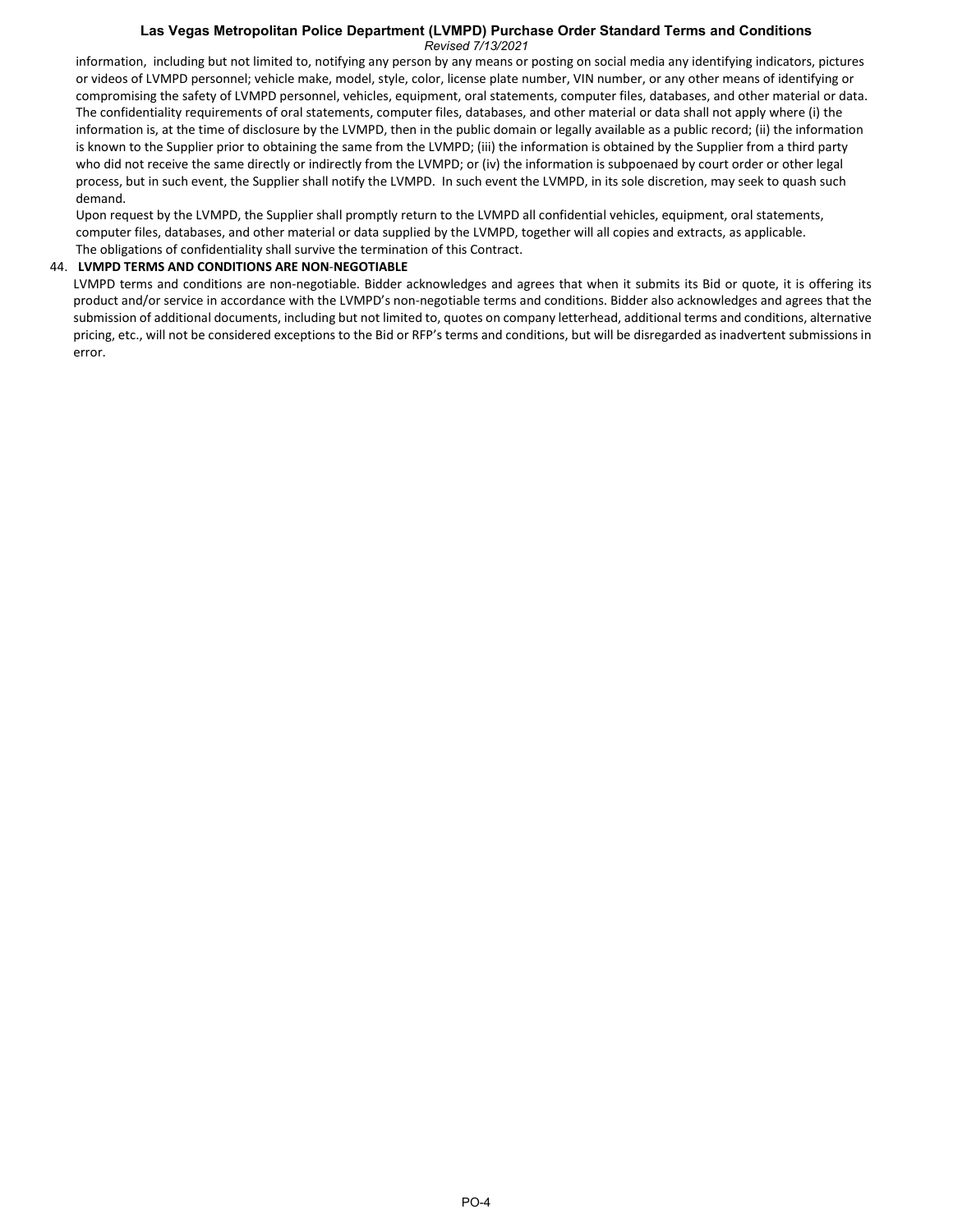information, including but not limited to, notifying any person by any means or posting on social media any identifying indicators, pictures or videos of LVMPD personnel; vehicle make, model, style, color, license plate number, VIN number, or any other means of identifying or compromising the safety of LVMPD personnel, vehicles, equipment, oral statements, computer files, databases, and other material or data. The confidentiality requirements of oral statements, computer files, databases, and other material or data shall not apply where (i) the information is, at the time of disclosure by the LVMPD, then in the public domain or legally available as a public record; (ii) the information is known to the Supplier prior to obtaining the same from the LVMPD; (iii) the information is obtained by the Supplier from a third party who did not receive the same directly or indirectly from the LVMPD; or (iv) the information is subpoenaed by court order or other legal process, but in such event, the Supplier shall notify the LVMPD. In such event the LVMPD, in its sole discretion, may seek to quash such demand.

Upon request by the LVMPD, the Supplier shall promptly return to the LVMPD all confidential vehicles, equipment, oral statements, computer files, databases, and other material or data supplied by the LVMPD, together will all copies and extracts, as applicable.

The obligations of confidentiality shall survive the termination of this Contract.

44. **LVMPD TERMS AND CONDITIONS ARE NON-NEGOTIABLE**

LVMPD terms and conditions are non-negotiable. Bidder acknowledges and agrees that when it submits its Bid or quote, it is offering its product and/or service in accordance with the LVMPD's non-negotiable terms and conditions. Bidder also acknowledges and agrees that the submission of additional documents, including but not limited to, quotes on company letterhead, additional terms and conditions, alternative pricing, etc., will not be considered exceptions to the Bid or RFP's terms and conditions, but will be disregarded as inadvertent submissions in error.